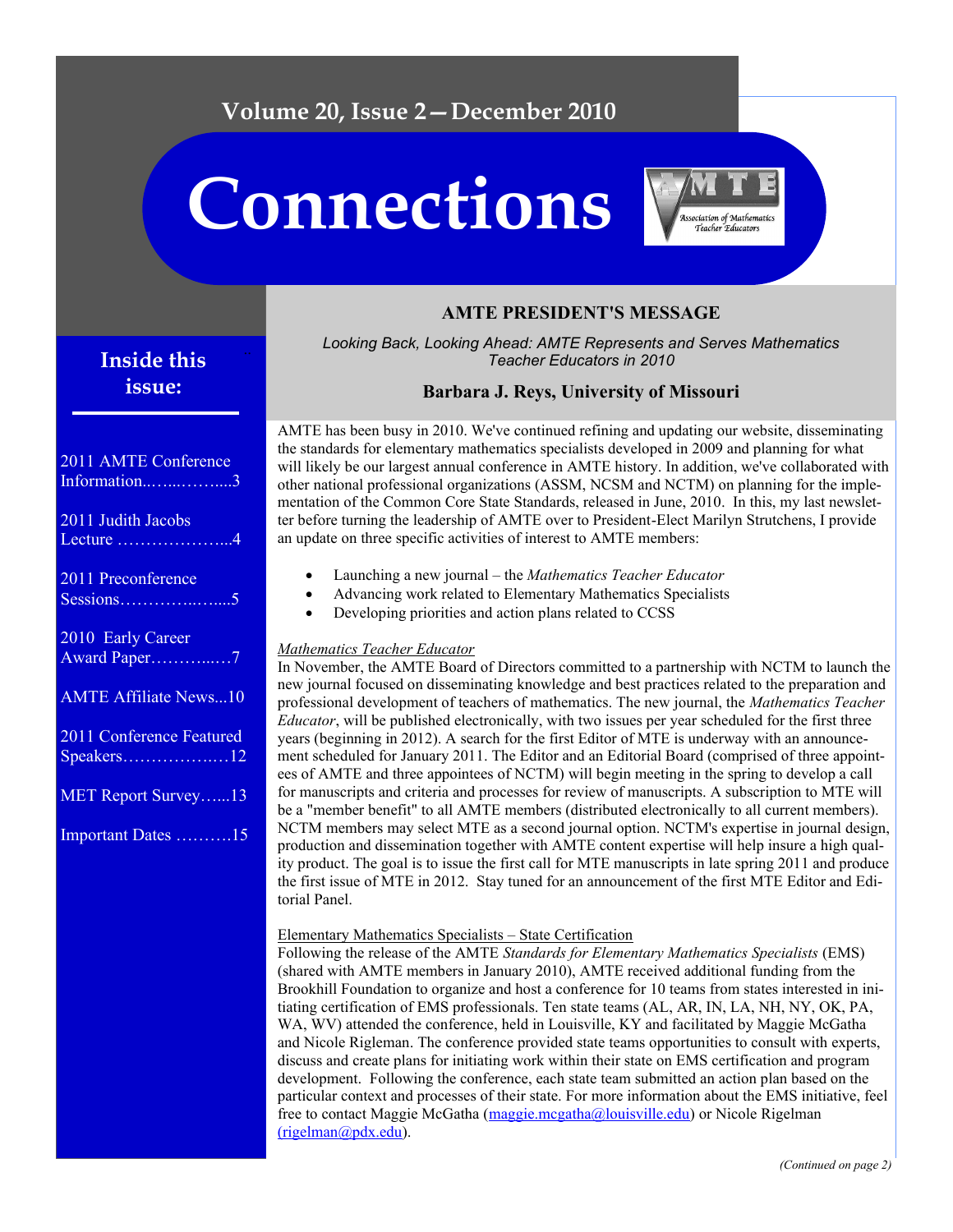Volume 20, Issue 2—December 2010

# Connections

## Inside this issue:

- 2011 AMTE Conference Information..….....……....3
- 2011 Judith Jacobs Lecture ………………...4
- 2011 Preconference Sessions…………..…....5
- 2010 Early Career Award Paper………...…7
- AMTE Affiliate News...10
- 2011 Conference Featured Speakers…………….…12
- MET Report Survey…...13
- Important Dates ……….15

## AMTE PRESIDENT'S MESSAGE

*Looking Back, Looking Ahead: AMTE Represents and Serves Mathematics Teacher Educators in 2010*

**Barbara J. Reys, University of Missouri**

AMTE has been busy in 2010. We've continued refining and updating our website, disseminating the standards for elementary mathematics specialists developed in 2009 and planning for what will likely be our largest annual conference in AMTE history. In addition, we've collaborated with other national professional organizations (ASSM, NCSM and NCTM) on planning for the implementation of the Common Core State Standards, released in June, 2010. In this, my last newsletter before turning the leadership of AMTE over to President-Elect Marilyn Strutchens, I provide an update on three specific activities of interest to AMTE members:

- Launching a new journal – the *Mathematics Teacher Educator*
- Advancing work related to Elementary Mathematics Specialists
- Developing priorities and action plans related to CCSS

*Mathematics Teacher Educator*

In November, the AMTE Board of Directors committed to a partnership with NCTM to launch the new journal focused on disseminating knowledge and best practices related to the preparation and professional development of teachers of mathematics. The new journal, the *Mathematics Teacher Educator*, will be published electronically, with two issues per year scheduled for the first three years (beginning in 2012). A search for the first Editor of MTE is underway with an announcement scheduled for January 2011. The Editor and an Editorial Board (comprised of three appointees of AMTE and three appointees of NCTM) will begin meeting in the spring to develop a call for manuscripts and criteria and processes for review of manuscripts. A subscription to MTE will be a "member benefit" to all AMTE members (distributed electronically to all current members). NCTM members may select MTE as a second journal option. NCTM's expertise in journal design, production and dissemination together with AMTE content expertise will help insure a high quality product. The goal is to issue the first call for MTE manuscripts in late spring 2011 and produce the first issue of MTE in 2012. Stay tuned for an announcement of the first MTE Editor and Editorial Panel.

Elementary Mathematics Specialists – State Certification

Following the release of the AMTE *Standards for Elementary Mathematics Specialists* (EMS) (shared with AMTE members in January 2010), AMTE received additional funding from the Brookhill Foundation to organize and host a conference for 10 teams from states interested in initiating certification of EMS professionals. Ten state teams (AL, AR, IN, LA, NH, NY, OK, PA, WA, WV) attended the conference, held in Louisville, KY and facilitated by Maggie McGatha and Nicole Rigleman. The conference provided state teams opportunities to consult with experts, discuss and create plans for initiating work within their state on EMS certification and program development. Following the conference, each state team submitted an action plan based on the particular context and processes of their state. For more information about the EMS initiative, feel free to contact Maggie McGatha (maggie.mcgatha@louisville.edu) or Nicole Rigelman (rigelman@pdx.edu).

*(Continued on page 2)*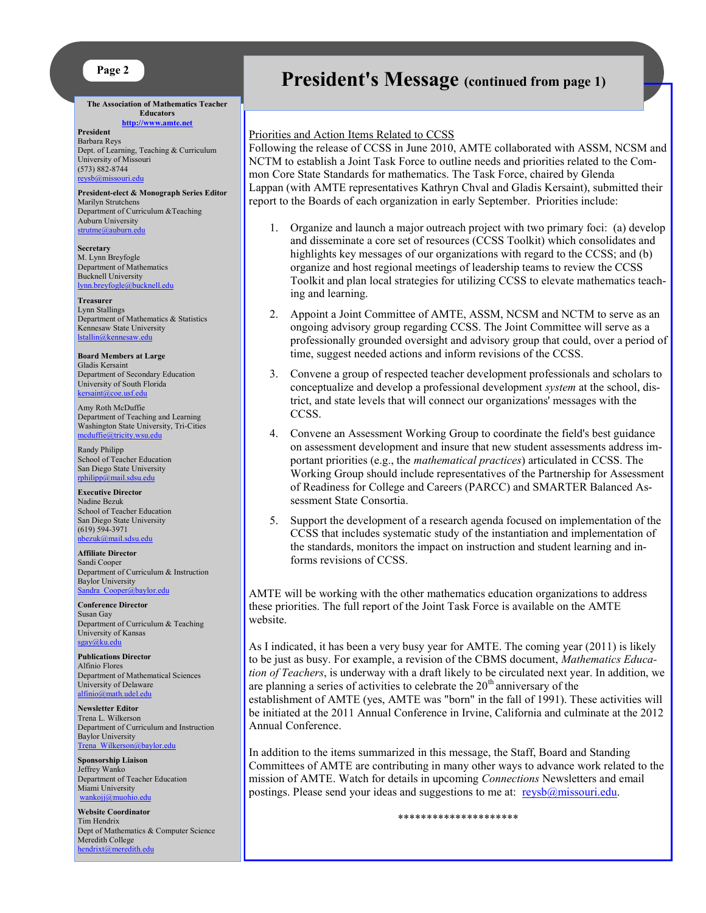**The Association of Mathematics Teacher Educators**
http://www.amte.net

**President**
Barbara Reys
Dept. of Learning, Teaching & Curriculum
University of Missouri
(573) 882-8744
reysb@missouri.edu

**President-elect & Monograph Series Editor**
Marilyn Strutchens
Department of Curriculum &Teaching
Auburn University
strutme@auburn.edu

**Secretary**
M. Lynn Breyfogle
Department of Mathematics
Bucknell University
lynn.breyfogle@bucknell.edu

**Treasurer**
Lynn Stallings
Department of Mathematics & Statistics
Kennesaw State University
lstallin@kennesaw.edu

**Board Members at Large**
Gladis Kersaint
Department of Secondary Education
University of South Florida
kersaint@coe.usf.edu

Amy Roth McDuffie
Department of Teaching and Learning
Washington State University, Tri-Cities
mcduffie@tricity.wsu.edu

Randy Philipp
School of Teacher Education
San Diego State University
rphilipp@mail.sdsu.edu

**Executive Director**
Nadine Bezuk
School of Teacher Education
San Diego State University
(619) 594-3971
nbezuk@mail.sdsu.edu

**Affiliate Director**
Sandi Cooper
Department of Curriculum & Instruction
Baylor University
Sandra_Cooper@baylor.edu

**Conference Director**
Susan Gay
Department of Curriculum & Teaching
University of Kansas
sgay@ku.edu

**Publications Director**
Alfinio Flores
Department of Mathematical Sciences
University of Delaware
alfinio@math.udel.edu

**Newsletter Editor**
Trena L. Wilkerson
Department of Curriculum and Instruction
Baylor University
Trena_Wilkerson@baylor.edu

**Sponsorship Liaison**
Jeffrey Wanko
Department of Teacher Education
Miami University
wankojj@muohio.edu

**Website Coordinator**
Tim Hendrix
Dept of Mathematics & Computer Science
Meredith College
hendrixt@meredith.edu

# President's Message (continued from page 1)

Priorities and Action Items Related to CCSS

Following the release of CCSS in June 2010, AMTE collaborated with ASSM, NCSM and NCTM to establish a Joint Task Force to outline needs and priorities related to the Common Core State Standards for mathematics. The Task Force, chaired by Glenda Lappan (with AMTE representatives Kathryn Chval and Gladis Kersaint), submitted their report to the Boards of each organization in early September. Priorities include:

1. Organize and launch a major outreach project with two primary foci: (a) develop and disseminate a core set of resources (CCSS Toolkit) which consolidates and highlights key messages of our organizations with regard to the CCSS; and (b) organize and host regional meetings of leadership teams to review the CCSS Toolkit and plan local strategies for utilizing CCSS to elevate mathematics teaching and learning.
2. Appoint a Joint Committee of AMTE, ASSM, NCSM and NCTM to serve as an ongoing advisory group regarding CCSS. The Joint Committee will serve as a professionally grounded oversight and advisory group that could, over a period of time, suggest needed actions and inform revisions of the CCSS.
3. Convene a group of respected teacher development professionals and scholars to conceptualize and develop a professional development *system* at the school, district, and state levels that will connect our organizations' messages with the CCSS.
4. Convene an Assessment Working Group to coordinate the field's best guidance on assessment development and insure that new student assessments address important priorities (e.g., the *mathematical practices*) articulated in CCSS. The Working Group should include representatives of the Partnership for Assessment of Readiness for College and Careers (PARCC) and SMARTER Balanced Assessment State Consortia.
5. Support the development of a research agenda focused on implementation of the CCSS that includes systematic study of the instantiation and implementation of the standards, monitors the impact on instruction and student learning and informs revisions of CCSS.

AMTE will be working with the other mathematics education organizations to address these priorities. The full report of the Joint Task Force is available on the AMTE website.

As I indicated, it has been a very busy year for AMTE. The coming year (2011) is likely to be just as busy. For example, a revision of the CBMS document, *Mathematics Education of Teachers*, is underway with a draft likely to be circulated next year. In addition, we are planning a series of activities to celebrate the 20th anniversary of the establishment of AMTE (yes, AMTE was "born" in the fall of 1991). These activities will be initiated at the 2011 Annual Conference in Irvine, California and culminate at the 2012 Annual Conference.

In addition to the items summarized in this message, the Staff, Board and Standing Committees of AMTE are contributing in many other ways to advance work related to the mission of AMTE. Watch for details in upcoming *Connections* Newsletters and email postings. Please send your ideas and suggestions to me at: reysb@missouri.edu.

********************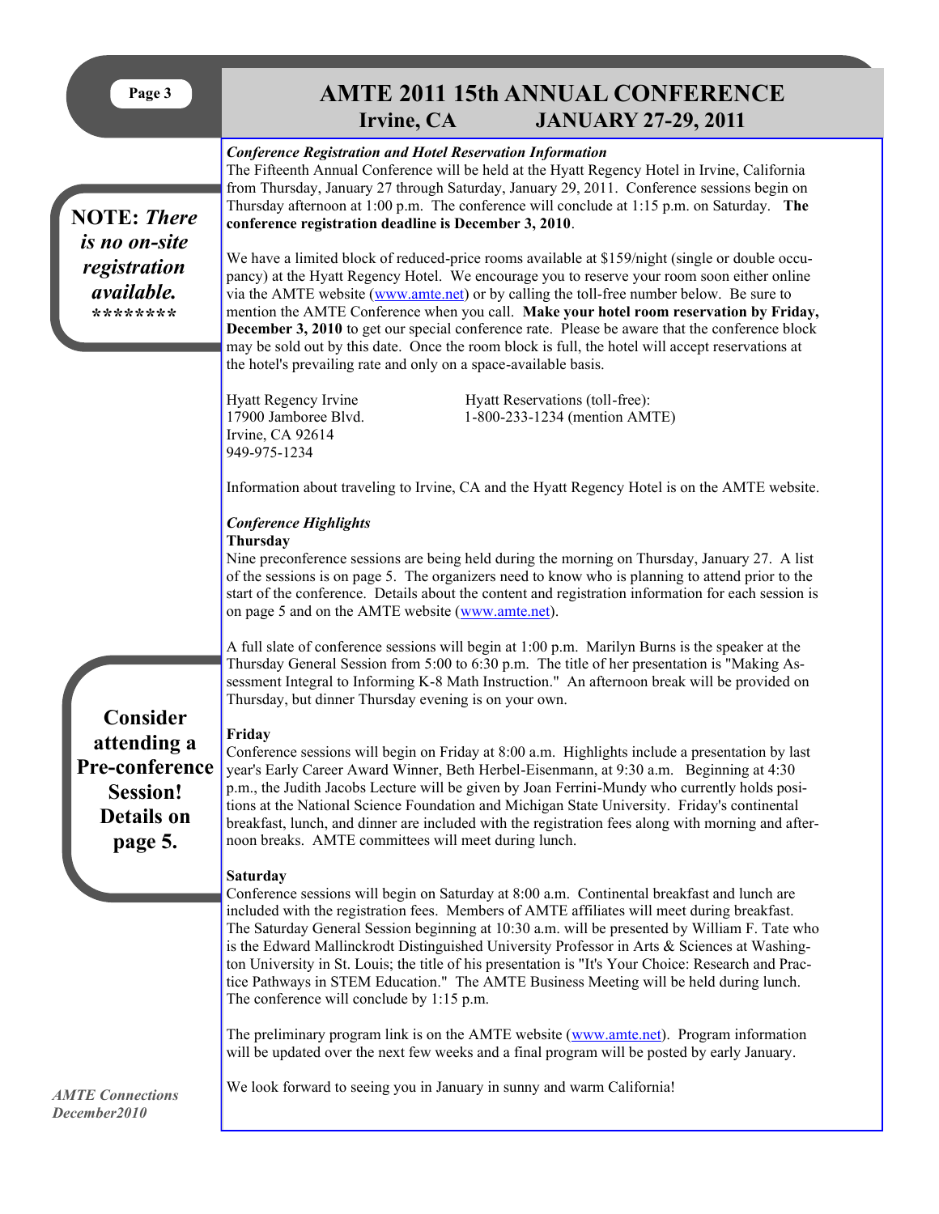# AMTE 2011 15th ANNUAL CONFERENCE

## Irvine, CA JANUARY 27-29, 2011

**NOTE:** ***There is no on-site registration available.***
*********

*Conference Registration and Hotel Reservation Information*

The Fifteenth Annual Conference will be held at the Hyatt Regency Hotel in Irvine, California from Thursday, January 27 through Saturday, January 29, 2011. Conference sessions begin on Thursday afternoon at 1:00 p.m. The conference will conclude at 1:15 p.m. on Saturday. **The conference registration deadline is December 3, 2010**.

We have a limited block of reduced-price rooms available at $159/night (single or double occupancy) at the Hyatt Regency Hotel. We encourage you to reserve your room soon either online via the AMTE website (www.amte.net) or by calling the toll-free number below. Be sure to mention the AMTE Conference when you call. **Make your hotel room reservation by Friday, December 3, 2010** to get our special conference rate. Please be aware that the conference block may be sold out by this date. Once the room block is full, the hotel will accept reservations at the hotel's prevailing rate and only on a space-available basis.

Hyatt Regency Irvine
17900 Jamboree Blvd.
Irvine, CA 92614
949-975-1234

Hyatt Reservations (toll-free):
1-800-233-1234 (mention AMTE)

Information about traveling to Irvine, CA and the Hyatt Regency Hotel is on the AMTE website.

*Conference Highlights*

**Thursday**

Nine preconference sessions are being held during the morning on Thursday, January 27. A list of the sessions is on page 5. The organizers need to know who is planning to attend prior to the start of the conference. Details about the content and registration information for each session is on page 5 and on the AMTE website (www.amte.net).

A full slate of conference sessions will begin at 1:00 p.m. Marilyn Burns is the speaker at the Thursday General Session from 5:00 to 6:30 p.m. The title of her presentation is "Making Assessment Integral to Informing K-8 Math Instruction." An afternoon break will be provided on Thursday, but dinner Thursday evening is on your own.

**Consider attending a Pre-conference Session! Details on page 5.**

**Friday**

Conference sessions will begin on Friday at 8:00 a.m. Highlights include a presentation by last year's Early Career Award Winner, Beth Herbel-Eisenmann, at 9:30 a.m. Beginning at 4:30 p.m., the Judith Jacobs Lecture will be given by Joan Ferrini-Mundy who currently holds positions at the National Science Foundation and Michigan State University. Friday's continental breakfast, lunch, and dinner are included with the registration fees along with morning and afternoon breaks. AMTE committees will meet during lunch.

**Saturday**

Conference sessions will begin on Saturday at 8:00 a.m. Continental breakfast and lunch are included with the registration fees. Members of AMTE affiliates will meet during breakfast. The Saturday General Session beginning at 10:30 a.m. will be presented by William F. Tate who is the Edward Mallinckrodt Distinguished University Professor in Arts & Sciences at Washington University in St. Louis; the title of his presentation is "It's Your Choice: Research and Practice Pathways in STEM Education." The AMTE Business Meeting will be held during lunch. The conference will conclude by 1:15 p.m.

The preliminary program link is on the AMTE website (www.amte.net). Program information will be updated over the next few weeks and a final program will be posted by early January.

We look forward to seeing you in January in sunny and warm California!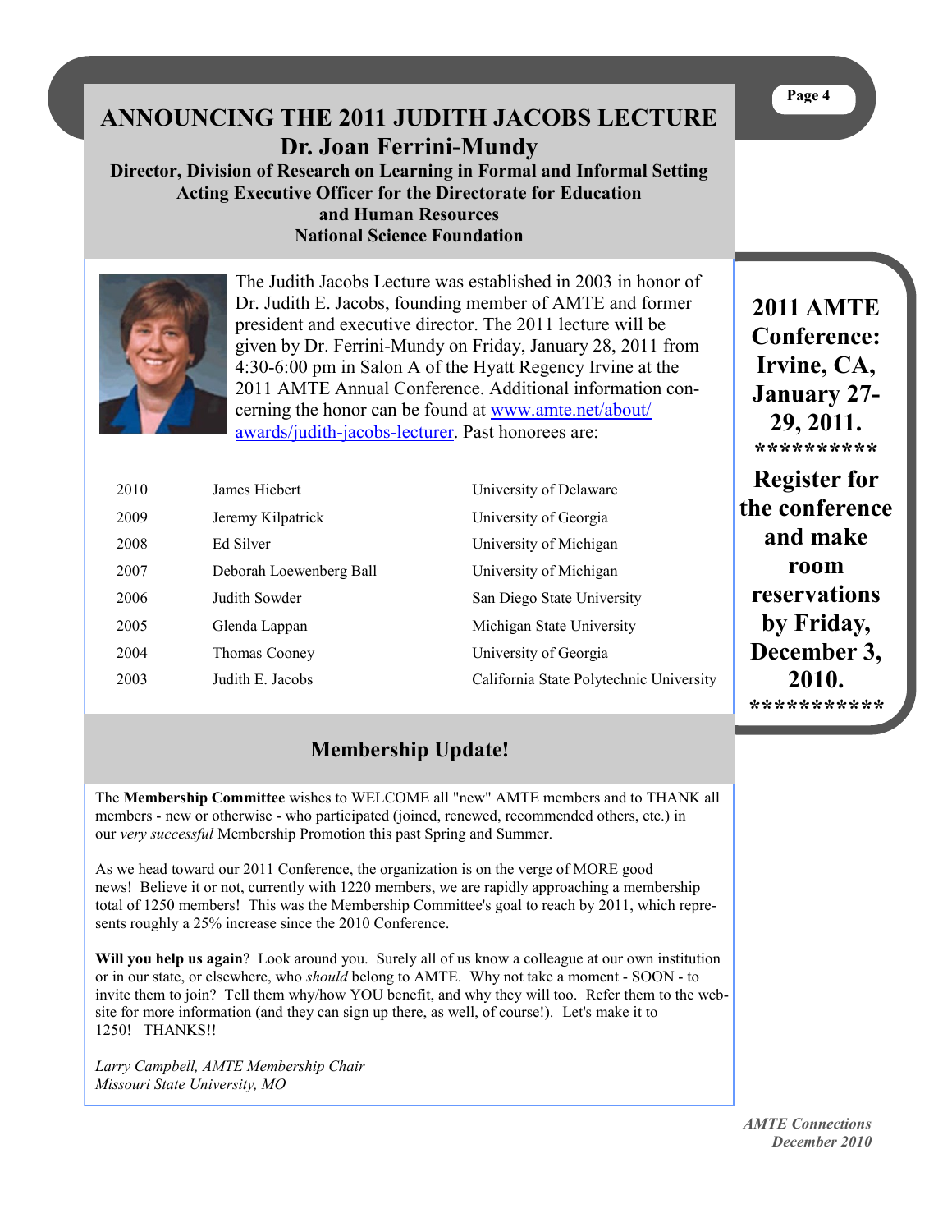# ANNOUNCING THE 2011 JUDITH JACOBS LECTURE

## Dr. Joan Ferrini-Mundy

**Director, Division of Research on Learning in Formal and Informal Setting**
**Acting Executive Officer for the Directorate for Education and Human Resources**
**National Science Foundation**

The Judith Jacobs Lecture was established in 2003 in honor of Dr. Judith E. Jacobs, founding member of AMTE and former president and executive director. The 2011 lecture will be given by Dr. Ferrini-Mundy on Friday, January 28, 2011 from 4:30-6:00 pm in Salon A of the Hyatt Regency Irvine at the 2011 AMTE Annual Conference. Additional information concerning the honor can be found at www.amte.net/about/awards/judith-jacobs-lecturer. Past honorees are:

| | | |
|---|---|---|
| 2010 | James Hiebert | University of Delaware |
| 2009 | Jeremy Kilpatrick | University of Georgia |
| 2008 | Ed Silver | University of Michigan |
| 2007 | Deborah Loewenberg Ball | University of Michigan |
| 2006 | Judith Sowder | San Diego State University |
| 2005 | Glenda Lappan | Michigan State University |
| 2004 | Thomas Cooney | University of Georgia |
| 2003 | Judith E. Jacobs | California State Polytechnic University |

**2011 AMTE Conference: Irvine, CA, January 27-29, 2011.**

**\*\*\*\*\*\*\*\*\***

**Register for the conference and make room reservations by Friday, December 3, 2010.**

**\*\*\*\*\*\*\*\*\*\*\***

## Membership Update!

The **Membership Committee** wishes to WELCOME all "new" AMTE members and to THANK all members - new or otherwise - who participated (joined, renewed, recommended others, etc.) in our *very successful* Membership Promotion this past Spring and Summer.

As we head toward our 2011 Conference, the organization is on the verge of MORE good news! Believe it or not, currently with 1220 members, we are rapidly approaching a membership total of 1250 members! This was the Membership Committee's goal to reach by 2011, which represents roughly a 25% increase since the 2010 Conference.

**Will you help us again**? Look around you. Surely all of us know a colleague at our own institution or in our state, or elsewhere, who *should* belong to AMTE. Why not take a moment - SOON - to invite them to join? Tell them why/how YOU benefit, and why they will too. Refer them to the website for more information (and they can sign up there, as well, of course!). Let's make it to 1250! THANKS!!

*Larry Campbell, AMTE Membership Chair*
*Missouri State University, MO*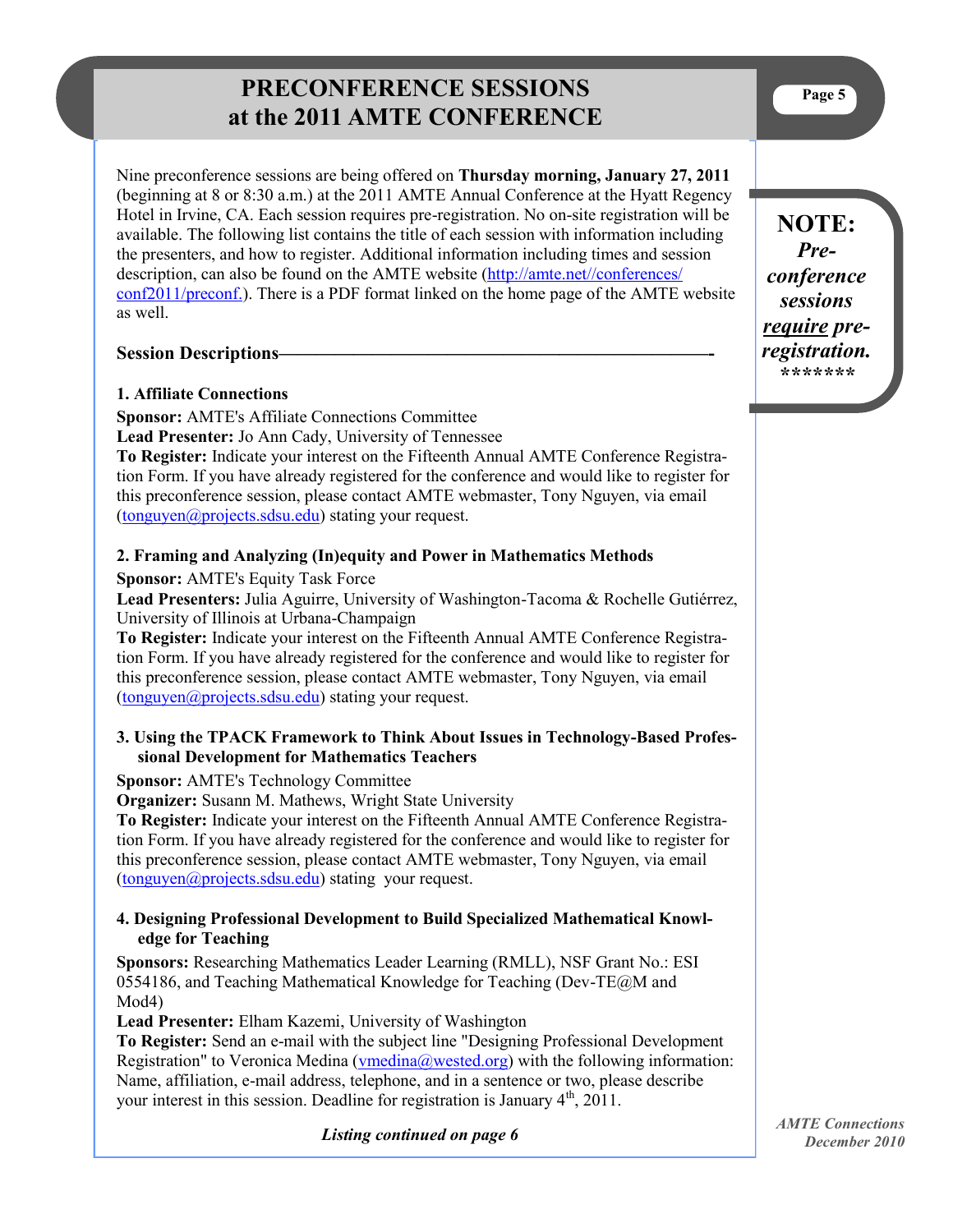# PRECONFERENCE SESSIONS at the 2011 AMTE CONFERENCE

Nine preconference sessions are being offered on **Thursday morning, January 27, 2011** (beginning at 8 or 8:30 a.m.) at the 2011 AMTE Annual Conference at the Hyatt Regency Hotel in Irvine, CA. Each session requires pre-registration. No on-site registration will be available. The following list contains the title of each session with information including the presenters, and how to register. Additional information including times and session description, can also be found on the AMTE website (http://amte.net//conferences/conf2011/preconf.). There is a PDF format linked on the home page of the AMTE website as well.

**NOTE:** ***Pre-conference sessions <u>require</u> pre-registration.***
\*\*\*\*\*\*\*

## Session Descriptions

### 1. Affiliate Connections

**Sponsor:** AMTE's Affiliate Connections Committee
**Lead Presenter:** Jo Ann Cady, University of Tennessee
**To Register:** Indicate your interest on the Fifteenth Annual AMTE Conference Registration Form. If you have already registered for the conference and would like to register for this preconference session, please contact AMTE webmaster, Tony Nguyen, via email (tonguyen@projects.sdsu.edu) stating your request.

### 2. Framing and Analyzing (In)equity and Power in Mathematics Methods

**Sponsor:** AMTE's Equity Task Force
**Lead Presenters:** Julia Aguirre, University of Washington-Tacoma & Rochelle Gutiérrez, University of Illinois at Urbana-Champaign
**To Register:** Indicate your interest on the Fifteenth Annual AMTE Conference Registration Form. If you have already registered for the conference and would like to register for this preconference session, please contact AMTE webmaster, Tony Nguyen, via email (tonguyen@projects.sdsu.edu) stating your request.

### 3. Using the TPACK Framework to Think About Issues in Technology-Based Professional Development for Mathematics Teachers

**Sponsor:** AMTE's Technology Committee
**Organizer:** Susann M. Mathews, Wright State University
**To Register:** Indicate your interest on the Fifteenth Annual AMTE Conference Registration Form. If you have already registered for the conference and would like to register for this preconference session, please contact AMTE webmaster, Tony Nguyen, via email (tonguyen@projects.sdsu.edu) stating your request.

### 4. Designing Professional Development to Build Specialized Mathematical Knowledge for Teaching

**Sponsors:** Researching Mathematics Leader Learning (RMLL), NSF Grant No.: ESI 0554186, and Teaching Mathematical Knowledge for Teaching (Dev-TE@M and Mod4)
**Lead Presenter:** Elham Kazemi, University of Washington
**To Register:** Send an e-mail with the subject line "Designing Professional Development Registration" to Veronica Medina (vmedina@wested.org) with the following information: Name, affiliation, e-mail address, telephone, and in a sentence or two, please describe your interest in this session. Deadline for registration is January 4th, 2011.

***Listing continued on page 6***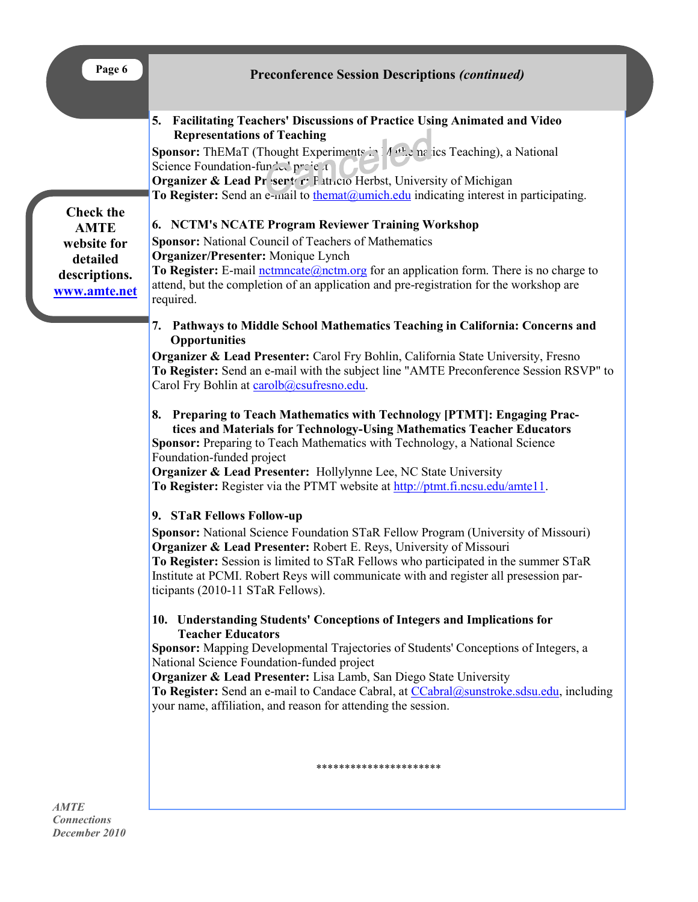## Preconference Session Descriptions *(continued)*

**5. Facilitating Teachers' Discussions of Practice Using Animated and Video Representations of Teaching**

*Canceled*

**Sponsor:** ThEMaT (Thought Experiments in Mathematics Teaching), a National Science Foundation-funded project
**Organizer & Lead Presenter:** Patricio Herbst, University of Michigan
**To Register:** Send an e-mail to thematumich.edu indicating interest in participating.

**6. NCTM's NCATE Program Reviewer Training Workshop**
**Sponsor:** National Council of Teachers of Mathematics
**Organizer/Presenter:** Monique Lynch
**To Register:** E-mail nctmncate@nctm.org for an application form. There is no charge to attend, but the completion of an application and pre-registration for the workshop are required.

**7. Pathways to Middle School Mathematics Teaching in California: Concerns and Opportunities**
**Organizer & Lead Presenter:** Carol Fry Bohlin, California State University, Fresno
**To Register:** Send an e-mail with the subject line "AMTE Preconference Session RSVP" to Carol Fry Bohlin at carolb@csufresno.edu.

**8. Preparing to Teach Mathematics with Technology [PTMT]: Engaging Practices and Materials for Technology-Using Mathematics Teacher Educators**
**Sponsor:** Preparing to Teach Mathematics with Technology, a National Science Foundation-funded project
**Organizer & Lead Presenter:** Hollylynne Lee, NC State University
**To Register:** Register via the PTMT website at http://ptmt.fi.ncsu.edu/amte11.

**9. STaR Fellows Follow-up**
**Sponsor:** National Science Foundation STaR Fellow Program (University of Missouri)
**Organizer & Lead Presenter:** Robert E. Reys, University of Missouri
**To Register:** Session is limited to STaR Fellows who participated in the summer STaR Institute at PCMI. Robert Reys will communicate with and register all presession participants (2010-11 STaR Fellows).

**10. Understanding Students' Conceptions of Integers and Implications for Teacher Educators**
**Sponsor:** Mapping Developmental Trajectories of Students' Conceptions of Integers, a National Science Foundation-funded project
**Organizer & Lead Presenter:** Lisa Lamb, San Diego State University
**To Register:** Send an e-mail to Candace Cabral, at CCabral@sunstroke.sdsu.edu, including your name, affiliation, and reason for attending the session.

**********************

**Check the AMTE website for detailed descriptions. www.amte.net**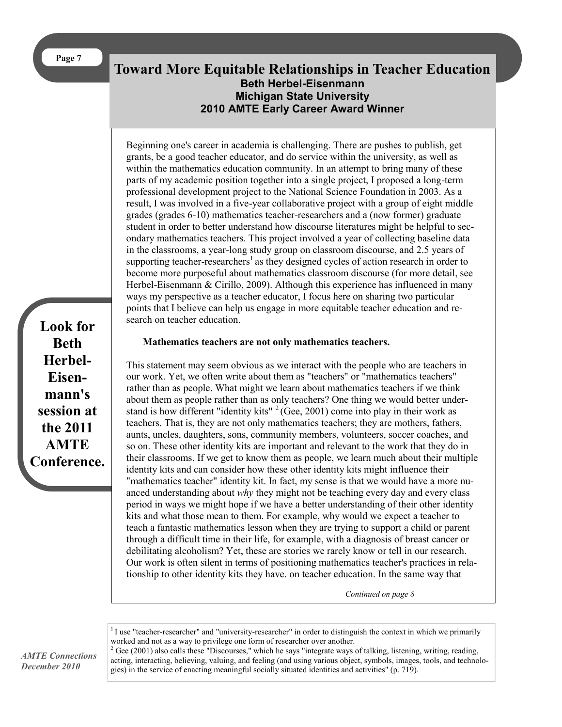# Toward More Equitable Relationships in Teacher Education

**Beth Herbel-Eisenmann**
**Michigan State University**
**2010 AMTE Early Career Award Winner**

Beginning one's career in academia is challenging. There are pushes to publish, get grants, be a good teacher educator, and do service within the university, as well as within the mathematics education community. In an attempt to bring many of these parts of my academic position together into a single project, I proposed a long-term professional development project to the National Science Foundation in 2003. As a result, I was involved in a five-year collaborative project with a group of eight middle grades (grades 6-10) mathematics teacher-researchers and a (now former) graduate student in order to better understand how discourse literatures might be helpful to secondary mathematics teachers. This project involved a year of collecting baseline data in the classrooms, a year-long study group on classroom discourse, and 2.5 years of supporting teacher-researchers[1] as they designed cycles of action research in order to become more purposeful about mathematics classroom discourse (for more detail, see Herbel-Eisenmann & Cirillo, 2009). Although this experience has influenced in many ways my perspective as a teacher educator, I focus here on sharing two particular points that I believe can help us engage in more equitable teacher education and research on teacher education.

**Look for Beth Herbel-Eisenmann's session at the 2011 AMTE Conference.**

**Mathematics teachers are not only mathematics teachers.**

This statement may seem obvious as we interact with the people who are teachers in our work. Yet, we often write about them as "teachers" or "mathematics teachers" rather than as people. What might we learn about mathematics teachers if we think about them as people rather than as only teachers? One thing we would better understand is how different "identity kits" [2] (Gee, 2001) come into play in their work as teachers. That is, they are not only mathematics teachers; they are mothers, fathers, aunts, uncles, daughters, sons, community members, volunteers, soccer coaches, and so on. These other identity kits are important and relevant to the work that they do in their classrooms. If we get to know them as people, we learn much about their multiple identity kits and can consider how these other identity kits might influence their "mathematics teacher" identity kit. In fact, my sense is that we would have a more nuanced understanding about *why* they might not be teaching every day and every class period in ways we might hope if we have a better understanding of their other identity kits and what those mean to them. For example, why would we expect a teacher to teach a fantastic mathematics lesson when they are trying to support a child or parent through a difficult time in their life, for example, with a diagnosis of breast cancer or debilitating alcoholism? Yet, these are stories we rarely know or tell in our research. Our work is often silent in terms of positioning mathematics teacher's practices in relationship to other identity kits they have. on teacher education. In the same way that

*Continued on page 8*

[1] I use "teacher-researcher" and "university-researcher" in order to distinguish the context in which we primarily worked and not as a way to privilege one form of researcher over another.

[2] Gee (2001) also calls these "Discourses," which he says "integrate ways of talking, listening, writing, reading, acting, interacting, believing, valuing, and feeling (and using various object, symbols, images, tools, and technologies) in the service of enacting meaningful socially situated identities and activities" (p. 719).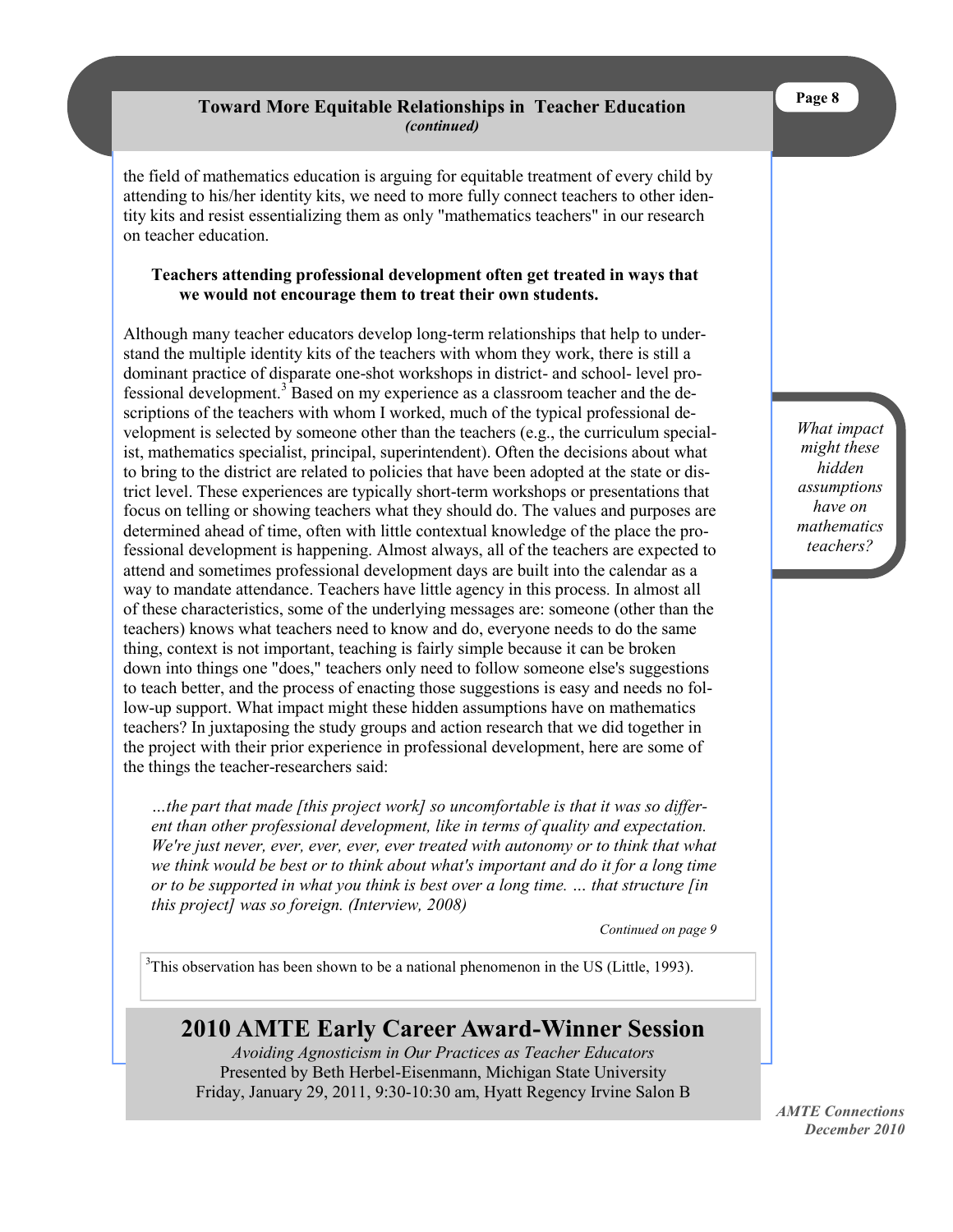## Toward More Equitable Relationships in Teacher Education *(continued)*

the field of mathematics education is arguing for equitable treatment of every child by attending to his/her identity kits, we need to more fully connect teachers to other identity kits and resist essentializing them as only "mathematics teachers" in our research on teacher education.

**Teachers attending professional development often get treated in ways that we would not encourage them to treat their own students.**

Although many teacher educators develop long-term relationships that help to understand the multiple identity kits of the teachers with whom they work, there is still a dominant practice of disparate one-shot workshops in district- and school- level professional development.[3] Based on my experience as a classroom teacher and the descriptions of the teachers with whom I worked, much of the typical professional development is selected by someone other than the teachers (e.g., the curriculum specialist, mathematics specialist, principal, superintendent). Often the decisions about what to bring to the district are related to policies that have been adopted at the state or district level. These experiences are typically short-term workshops or presentations that focus on telling or showing teachers what they should do. The values and purposes are determined ahead of time, often with little contextual knowledge of the place the professional development is happening. Almost always, all of the teachers are expected to attend and sometimes professional development days are built into the calendar as a way to mandate attendance. Teachers have little agency in this process. In almost all of these characteristics, some of the underlying messages are: someone (other than the teachers) knows what teachers need to know and do, everyone needs to do the same thing, context is not important, teaching is fairly simple because it can be broken down into things one "does," teachers only need to follow someone else's suggestions to teach better, and the process of enacting those suggestions is easy and needs no follow-up support. What impact might these hidden assumptions have on mathematics teachers? In juxtaposing the study groups and action research that we did together in the project with their prior experience in professional development, here are some of the things the teacher-researchers said:

*What impact might these hidden assumptions have on mathematics teachers?*

> *…the part that made [this project work] so uncomfortable is that it was so different than other professional development, like in terms of quality and expectation. We're just never, ever, ever, ever, ever treated with autonomy or to think that what we think would be best or to think about what's important and do it for a long time or to be supported in what you think is best over a long time. … that structure [in this project] was so foreign. (Interview, 2008)*

*Continued on page 9*

[3]This observation has been shown to be a national phenomenon in the US (Little, 1993).

## 2010 AMTE Early Career Award-Winner Session

*Avoiding Agnosticism in Our Practices as Teacher Educators*
Presented by Beth Herbel-Eisenmann, Michigan State University
Friday, January 29, 2011, 9:30-10:30 am, Hyatt Regency Irvine Salon B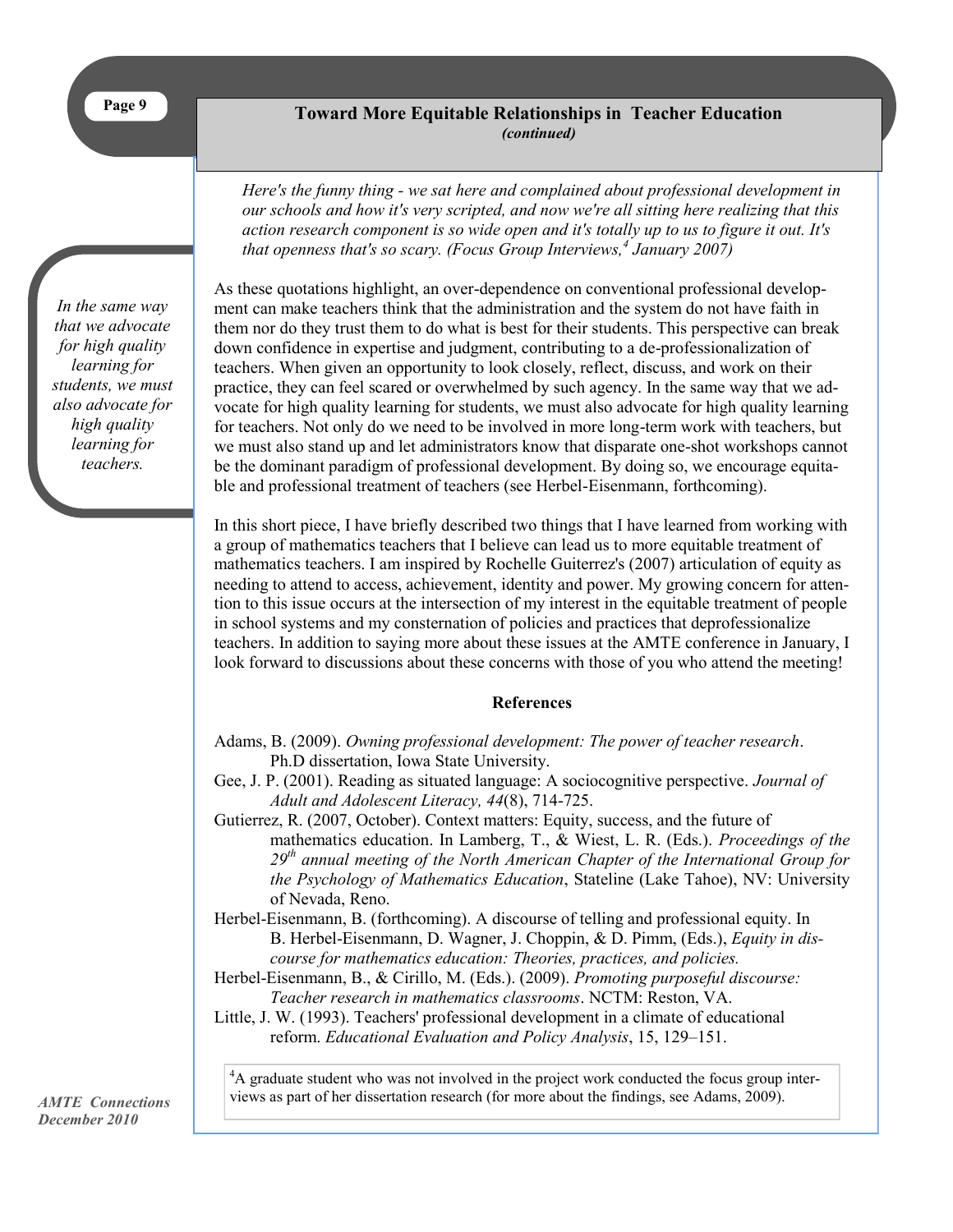## Toward More Equitable Relationships in Teacher Education

*(continued)*

> *Here's the funny thing - we sat here and complained about professional development in our schools and how it's very scripted, and now we're all sitting here realizing that this action research component is so wide open and it's totally up to us to figure it out. It's that openness that's so scary. (Focus Group Interviews,[4] January 2007)*

*In the same way that we advocate for high quality learning for students, we must also advocate for high quality learning for teachers.*

As these quotations highlight, an over-dependence on conventional professional development can make teachers think that the administration and the system do not have faith in them nor do they trust them to do what is best for their students. This perspective can break down confidence in expertise and judgment, contributing to a de-professionalization of teachers. When given an opportunity to look closely, reflect, discuss, and work on their practice, they can feel scared or overwhelmed by such agency. In the same way that we advocate for high quality learning for students, we must also advocate for high quality learning for teachers. Not only do we need to be involved in more long-term work with teachers, but we must also stand up and let administrators know that disparate one-shot workshops cannot be the dominant paradigm of professional development. By doing so, we encourage equitable and professional treatment of teachers (see Herbel-Eisenmann, forthcoming).

In this short piece, I have briefly described two things that I have learned from working with a group of mathematics teachers that I believe can lead us to more equitable treatment of mathematics teachers. I am inspired by Rochelle Guiterrez's (2007) articulation of equity as needing to attend to access, achievement, identity and power. My growing concern for attention to this issue occurs at the intersection of my interest in the equitable treatment of people in school systems and my consternation of policies and practices that deprofessionalize teachers. In addition to saying more about these issues at the AMTE conference in January, I look forward to discussions about these concerns with those of you who attend the meeting!

### References

Adams, B. (2009). *Owning professional development: The power of teacher research*. Ph.D dissertation, Iowa State University.

Gee, J. P. (2001). Reading as situated language: A sociocognitive perspective. *Journal of Adult and Adolescent Literacy, 44*(8), 714-725.

Gutierrez, R. (2007, October). Context matters: Equity, success, and the future of mathematics education. In Lamberg, T., & Wiest, L. R. (Eds.). *Proceedings of the 29th annual meeting of the North American Chapter of the International Group for the Psychology of Mathematics Education*, Stateline (Lake Tahoe), NV: University of Nevada, Reno.

Herbel-Eisenmann, B. (forthcoming). A discourse of telling and professional equity. In B. Herbel-Eisenmann, D. Wagner, J. Choppin, & D. Pimm, (Eds.), *Equity in discourse for mathematics education: Theories, practices, and policies.*

Herbel-Eisenmann, B., & Cirillo, M. (Eds.). (2009). *Promoting purposeful discourse: Teacher research in mathematics classrooms*. NCTM: Reston, VA.

Little, J. W. (1993). Teachers' professional development in a climate of educational reform. *Educational Evaluation and Policy Analysis*, 15, 129–151.

[4]A graduate student who was not involved in the project work conducted the focus group interviews as part of her dissertation research (for more about the findings, see Adams, 2009).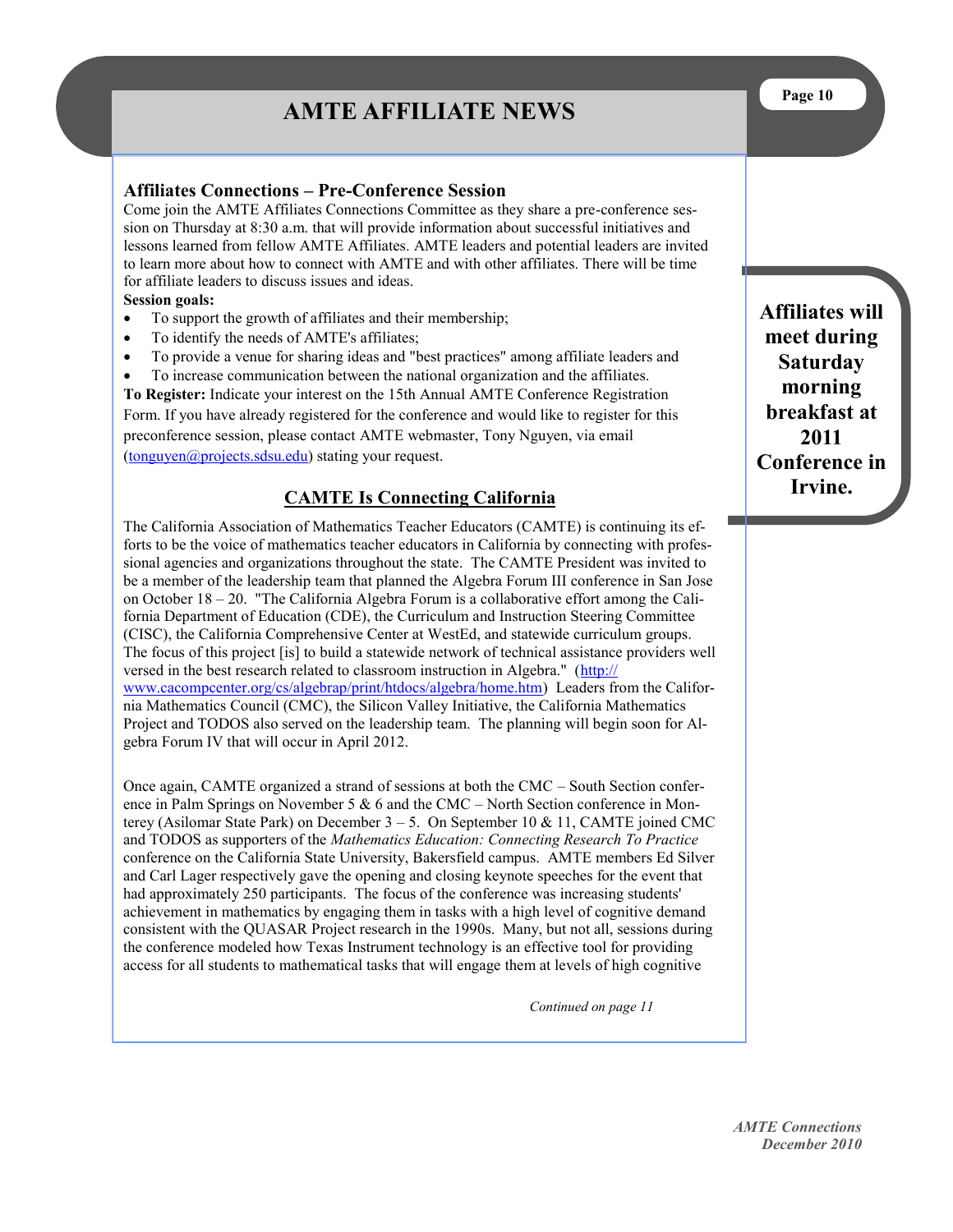# AMTE AFFILIATE NEWS

## Affiliates Connections – Pre-Conference Session

Come join the AMTE Affiliates Connections Committee as they share a pre-conference session on Thursday at 8:30 a.m. that will provide information about successful initiatives and lessons learned from fellow AMTE Affiliates. AMTE leaders and potential leaders are invited to learn more about how to connect with AMTE and with other affiliates. There will be time for affiliate leaders to discuss issues and ideas.

**Session goals:**

- To support the growth of affiliates and their membership;
- To identify the needs of AMTE's affiliates;
- To provide a venue for sharing ideas and "best practices" among affiliate leaders and
- To increase communication between the national organization and the affiliates.

**To Register:** Indicate your interest on the 15th Annual AMTE Conference Registration Form. If you have already registered for the conference and would like to register for this preconference session, please contact AMTE webmaster, Tony Nguyen, via email (tonguyen@projects.sdsu.edu) stating your request.

**Affiliates will meet during Saturday morning breakfast at 2011 Conference in Irvine.**

## CAMTE Is Connecting California

The California Association of Mathematics Teacher Educators (CAMTE) is continuing its efforts to be the voice of mathematics teacher educators in California by connecting with professional agencies and organizations throughout the state. The CAMTE President was invited to be a member of the leadership team that planned the Algebra Forum III conference in San Jose on October 18 – 20. "The California Algebra Forum is a collaborative effort among the California Department of Education (CDE), the Curriculum and Instruction Steering Committee (CISC), the California Comprehensive Center at WestEd, and statewide curriculum groups. The focus of this project [is] to build a statewide network of technical assistance providers well versed in the best research related to classroom instruction in Algebra." (http://www.cacompcenter.org/cs/algebrap/print/htdocs/algebra/home.htm) Leaders from the California Mathematics Council (CMC), the Silicon Valley Initiative, the California Mathematics Project and TODOS also served on the leadership team. The planning will begin soon for Algebra Forum IV that will occur in April 2012.

Once again, CAMTE organized a strand of sessions at both the CMC – South Section conference in Palm Springs on November 5 & 6 and the CMC – North Section conference in Monterey (Asilomar State Park) on December 3 – 5. On September 10 & 11, CAMTE joined CMC and TODOS as supporters of the *Mathematics Education: Connecting Research To Practice* conference on the California State University, Bakersfield campus. AMTE members Ed Silver and Carl Lager respectively gave the opening and closing keynote speeches for the event that had approximately 250 participants. The focus of the conference was increasing students' achievement in mathematics by engaging them in tasks with a high level of cognitive demand consistent with the QUASAR Project research in the 1990s. Many, but not all, sessions during the conference modeled how Texas Instrument technology is an effective tool for providing access for all students to mathematical tasks that will engage them at levels of high cognitive

*Continued on page 11*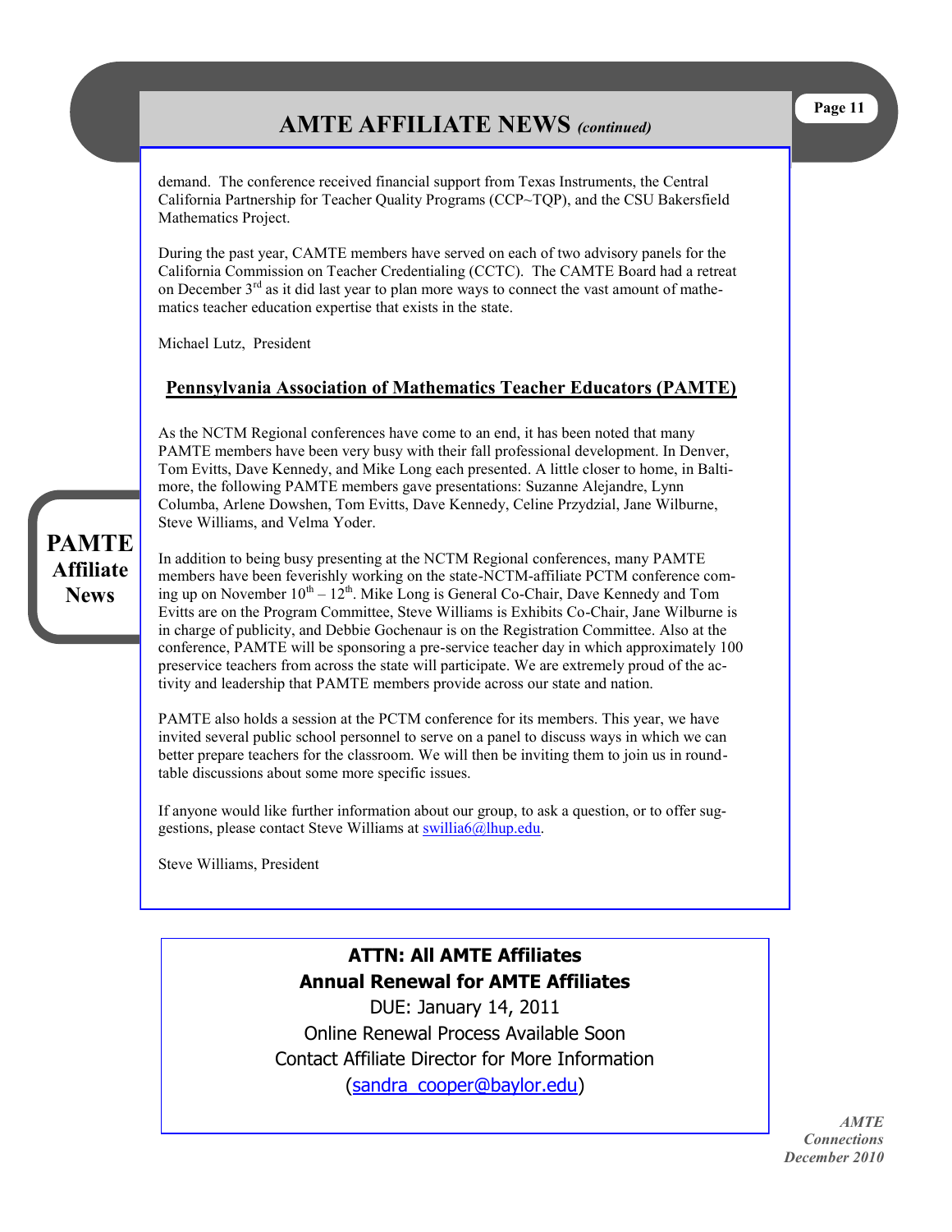demand. The conference received financial support from Texas Instruments, the Central California Partnership for Teacher Quality Programs (CCP~TQP), and the CSU Bakersfield Mathematics Project.

During the past year, CAMTE members have served on each of two advisory panels for the California Commission on Teacher Credentialing (CCTC). The CAMTE Board had a retreat on December 3rd as it did last year to plan more ways to connect the vast amount of mathematics teacher education expertise that exists in the state.

Michael Lutz, President

## Pennsylvania Association of Mathematics Teacher Educators (PAMTE)

**PAMTE Affiliate News**

As the NCTM Regional conferences have come to an end, it has been noted that many PAMTE members have been very busy with their fall professional development. In Denver, Tom Evitts, Dave Kennedy, and Mike Long each presented. A little closer to home, in Baltimore, the following PAMTE members gave presentations: Suzanne Alejandre, Lynn Columba, Arlene Dowshen, Tom Evitts, Dave Kennedy, Celine Przydzial, Jane Wilburne, Steve Williams, and Velma Yoder.

In addition to being busy presenting at the NCTM Regional conferences, many PAMTE members have been feverishly working on the state-NCTM-affiliate PCTM conference coming up on November 10th – 12th. Mike Long is General Co-Chair, Dave Kennedy and Tom Evitts are on the Program Committee, Steve Williams is Exhibits Co-Chair, Jane Wilburne is in charge of publicity, and Debbie Gochenaur is on the Registration Committee. Also at the conference, PAMTE will be sponsoring a pre-service teacher day in which approximately 100 preservice teachers from across the state will participate. We are extremely proud of the activity and leadership that PAMTE members provide across our state and nation.

PAMTE also holds a session at the PCTM conference for its members. This year, we have invited several public school personnel to serve on a panel to discuss ways in which we can better prepare teachers for the classroom. We will then be inviting them to join us in round-table discussions about some more specific issues.

If anyone would like further information about our group, to ask a question, or to offer suggestions, please contact Steve Williams at swillia6@lhup.edu.

Steve Williams, President

**ATTN: All AMTE Affiliates**
**Annual Renewal for AMTE Affiliates**

DUE: January 14, 2011
Online Renewal Process Available Soon
Contact Affiliate Director for More Information
(sandra_cooper@baylor.edu)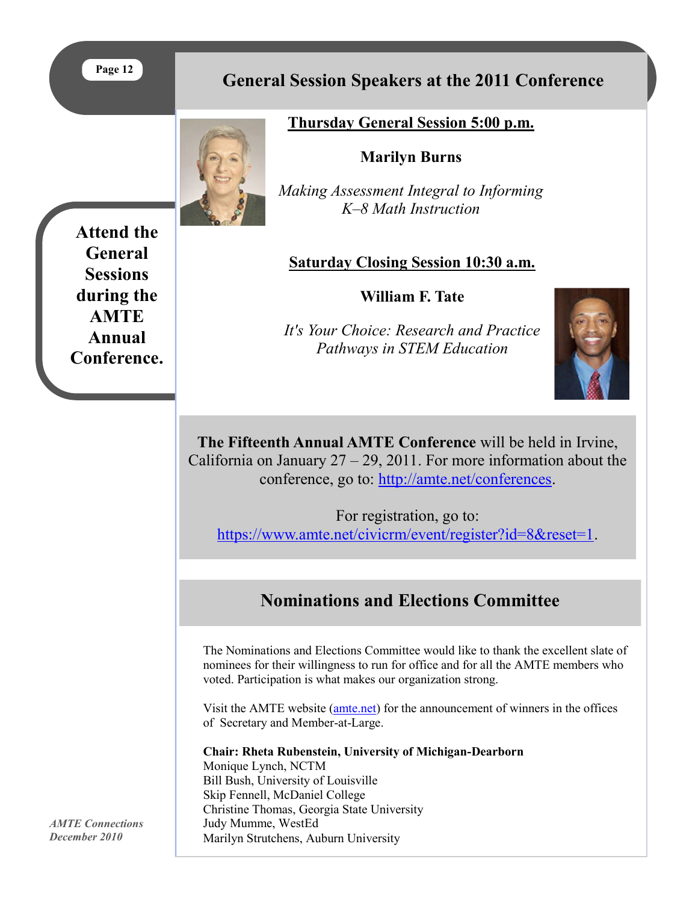## General Session Speakers at the 2011 Conference

**Attend the General Sessions during the AMTE Annual Conference.**

### Thursday General Session 5:00 p.m.

**Marilyn Burns**

*Making Assessment Integral to Informing K–8 Math Instruction*

### Saturday Closing Session 10:30 a.m.

**William F. Tate**

*It's Your Choice: Research and Practice Pathways in STEM Education*

**The Fifteenth Annual AMTE Conference** will be held in Irvine, California on January 27 – 29, 2011. For more information about the conference, go to: http://amte.net/conferences.

For registration, go to: https://www.amte.net/civicrm/event/register?id=8&reset=1.

## Nominations and Elections Committee

The Nominations and Elections Committee would like to thank the excellent slate of nominees for their willingness to run for office and for all the AMTE members who voted. Participation is what makes our organization strong.

Visit the AMTE website (amte.net) for the announcement of winners in the offices of Secretary and Member-at-Large.

**Chair: Rheta Rubenstein, University of Michigan-Dearborn**
Monique Lynch, NCTM
Bill Bush, University of Louisville
Skip Fennell, McDaniel College
Christine Thomas, Georgia State University
Judy Mumme, WestEd
Marilyn Strutchens, Auburn University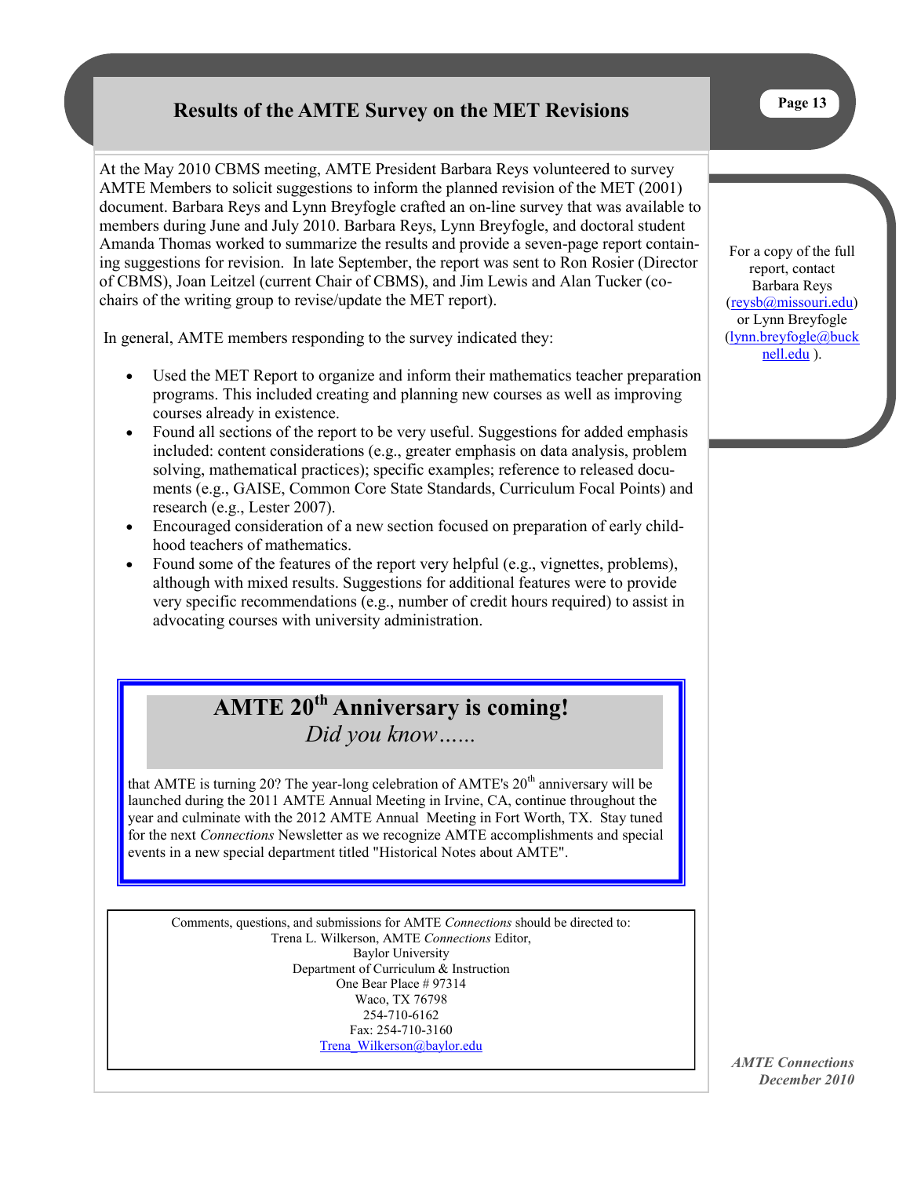## Results of the AMTE Survey on the MET Revisions

At the May 2010 CBMS meeting, AMTE President Barbara Reys volunteered to survey AMTE Members to solicit suggestions to inform the planned revision of the MET (2001) document. Barbara Reys and Lynn Breyfogle crafted an on-line survey that was available to members during June and July 2010. Barbara Reys, Lynn Breyfogle, and doctoral student Amanda Thomas worked to summarize the results and provide a seven-page report containing suggestions for revision. In late September, the report was sent to Ron Rosier (Director of CBMS), Joan Leitzel (current Chair of CBMS), and Jim Lewis and Alan Tucker (co-chairs of the writing group to revise/update the MET report).

In general, AMTE members responding to the survey indicated they:

- Used the MET Report to organize and inform their mathematics teacher preparation programs. This included creating and planning new courses as well as improving courses already in existence.
- Found all sections of the report to be very useful. Suggestions for added emphasis included: content considerations (e.g., greater emphasis on data analysis, problem solving, mathematical practices); specific examples; reference to released documents (e.g., GAISE, Common Core State Standards, Curriculum Focal Points) and research (e.g., Lester 2007).
- Encouraged consideration of a new section focused on preparation of early childhood teachers of mathematics.
- Found some of the features of the report very helpful (e.g., vignettes, problems), although with mixed results. Suggestions for additional features were to provide very specific recommendations (e.g., number of credit hours required) to assist in advocating courses with university administration.

For a copy of the full report, contact Barbara Reys (reysb@missouri.edu) or Lynn Breyfogle (lynn.breyfogle@bucknell.edu ).

## AMTE 20th Anniversary is coming!

*Did you know……*

that AMTE is turning 20? The year-long celebration of AMTE's 20th anniversary will be launched during the 2011 AMTE Annual Meeting in Irvine, CA, continue throughout the year and culminate with the 2012 AMTE Annual Meeting in Fort Worth, TX. Stay tuned for the next *Connections* Newsletter as we recognize AMTE accomplishments and special events in a new special department titled "Historical Notes about AMTE".

Comments, questions, and submissions for AMTE *Connections* should be directed to:
Trena L. Wilkerson, AMTE *Connections* Editor,
Baylor University
Department of Curriculum & Instruction
One Bear Place # 97314
Waco, TX 76798
254-710-6162
Fax: 254-710-3160
Trena_Wilkerson@baylor.edu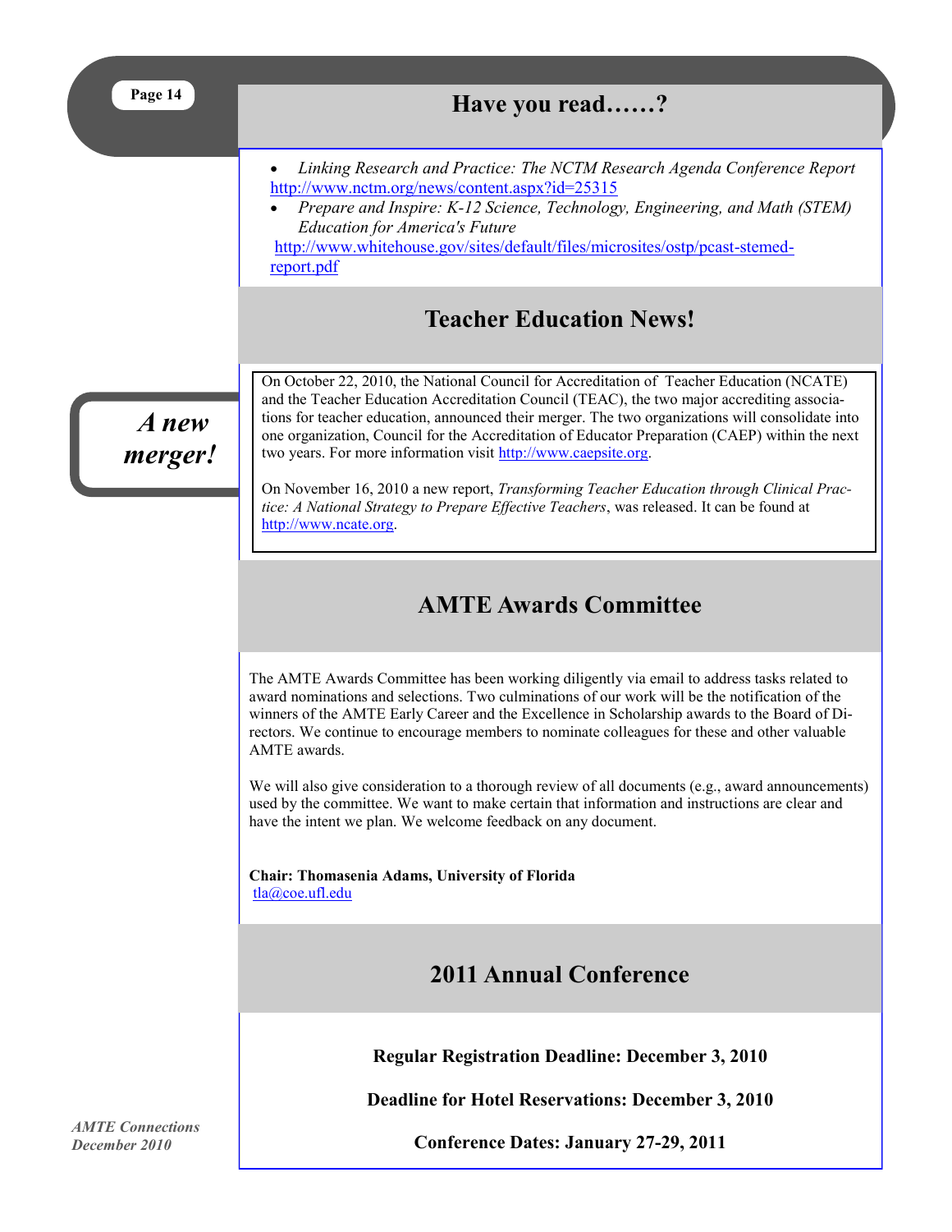## Have you read……?

- *Linking Research and Practice: The NCTM Research Agenda Conference Report* http://www.nctm.org/news/content.aspx?id=25315
- *Prepare and Inspire: K-12 Science, Technology, Engineering, and Math (STEM) Education for America's Future* http://www.whitehouse.gov/sites/default/files/microsites/ostp/pcast-stemed-report.pdf

## Teacher Education News!

***A new merger!***

On October 22, 2010, the National Council for Accreditation of Teacher Education (NCATE) and the Teacher Education Accreditation Council (TEAC), the two major accrediting associations for teacher education, announced their merger. The two organizations will consolidate into one organization, Council for the Accreditation of Educator Preparation (CAEP) within the next two years. For more information visit http://www.caepsite.org.

On November 16, 2010 a new report, *Transforming Teacher Education through Clinical Practice: A National Strategy to Prepare Effective Teachers*, was released. It can be found at http://www.ncate.org.

## AMTE Awards Committee

The AMTE Awards Committee has been working diligently via email to address tasks related to award nominations and selections. Two culminations of our work will be the notification of the winners of the AMTE Early Career and the Excellence in Scholarship awards to the Board of Directors. We continue to encourage members to nominate colleagues for these and other valuable AMTE awards.

We will also give consideration to a thorough review of all documents (e.g., award announcements) used by the committee. We want to make certain that information and instructions are clear and have the intent we plan. We welcome feedback on any document.

**Chair: Thomasenia Adams, University of Florida**
tla@coe.ufl.edu

## 2011 Annual Conference

**Regular Registration Deadline: December 3, 2010**

**Deadline for Hotel Reservations: December 3, 2010**

**Conference Dates: January 27-29, 2011**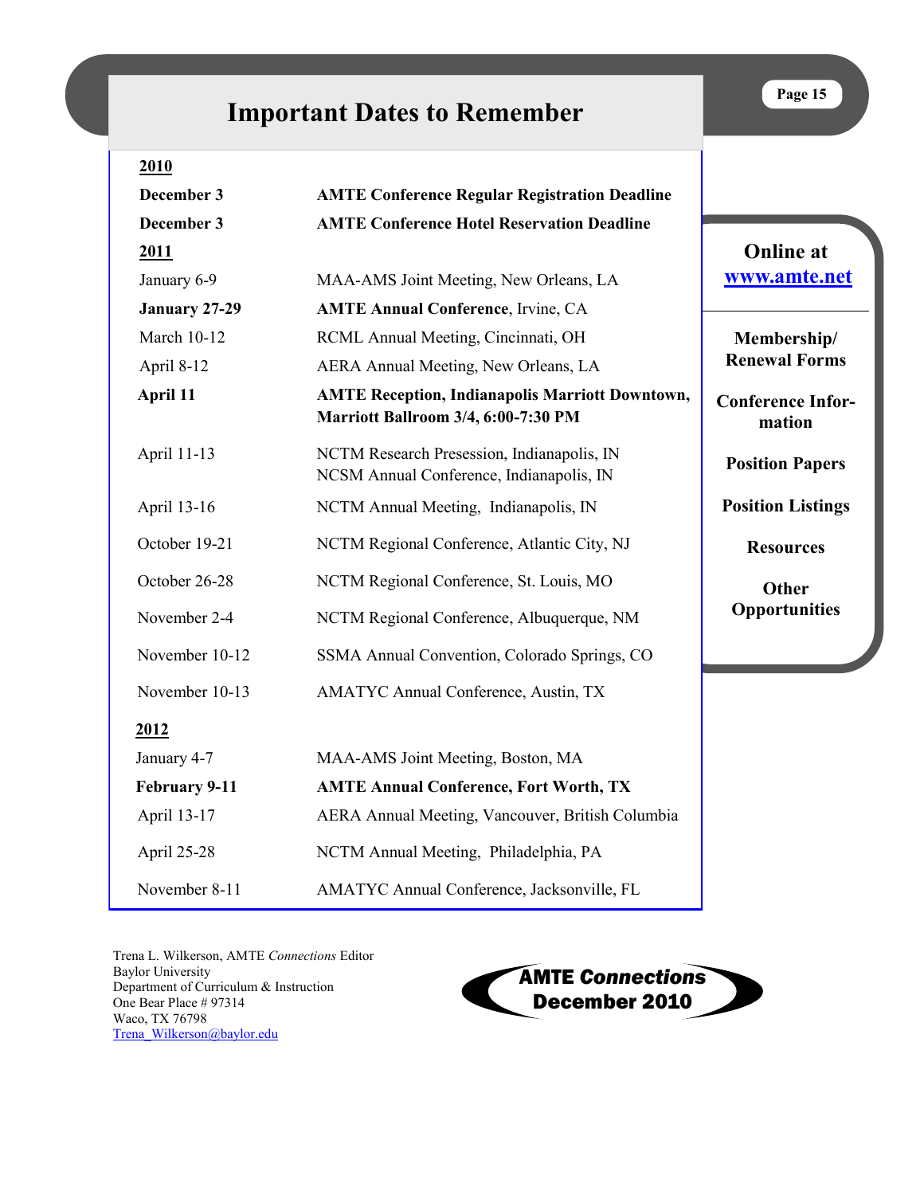# Important Dates to Remember

| | |
|---|---|
| **2010** | |
| **December 3** | **AMTE Conference Regular Registration Deadline** |
| **December 3** | **AMTE Conference Hotel Reservation Deadline** |
| **2011** | |
| January 6-9 | MAA-AMS Joint Meeting, New Orleans, LA |
| **January 27-29** | **AMTE Annual Conference**, Irvine, CA |
| March 10-12 | RCML Annual Meeting, Cincinnati, OH |
| April 8-12 | AERA Annual Meeting, New Orleans, LA |
| **April 11** | **AMTE Reception, Indianapolis Marriott Downtown, Marriott Ballroom 3/4, 6:00-7:30 PM** |
| April 11-13 | NCTM Research Presession, Indianapolis, IN<br>NCSM Annual Conference, Indianapolis, IN |
| April 13-16 | NCTM Annual Meeting, Indianapolis, IN |
| October 19-21 | NCTM Regional Conference, Atlantic City, NJ |
| October 26-28 | NCTM Regional Conference, St. Louis, MO |
| November 2-4 | NCTM Regional Conference, Albuquerque, NM |
| November 10-12 | SSMA Annual Convention, Colorado Springs, CO |
| November 10-13 | AMATYC Annual Conference, Austin, TX |
| **2012** | |
| January 4-7 | MAA-AMS Joint Meeting, Boston, MA |
| **February 9-11** | **AMTE Annual Conference, Fort Worth, TX** |
| April 13-17 | AERA Annual Meeting, Vancouver, British Columbia |
| April 25-28 | NCTM Annual Meeting, Philadelphia, PA |
| November 8-11 | AMATYC Annual Conference, Jacksonville, FL |

**Online at [www.amte.net](http://www.amte.net)**

**Membership/ Renewal Forms**

**Conference Information**

**Position Papers**

**Position Listings**

**Resources**

**Other Opportunities**

Trena L. Wilkerson, AMTE *Connections* Editor
Baylor University
Department of Curriculum & Instruction
One Bear Place # 97314
Waco, TX 76798
Trena_Wilkerson@baylor.edu

**AMTE *Connections***
**December 2010**